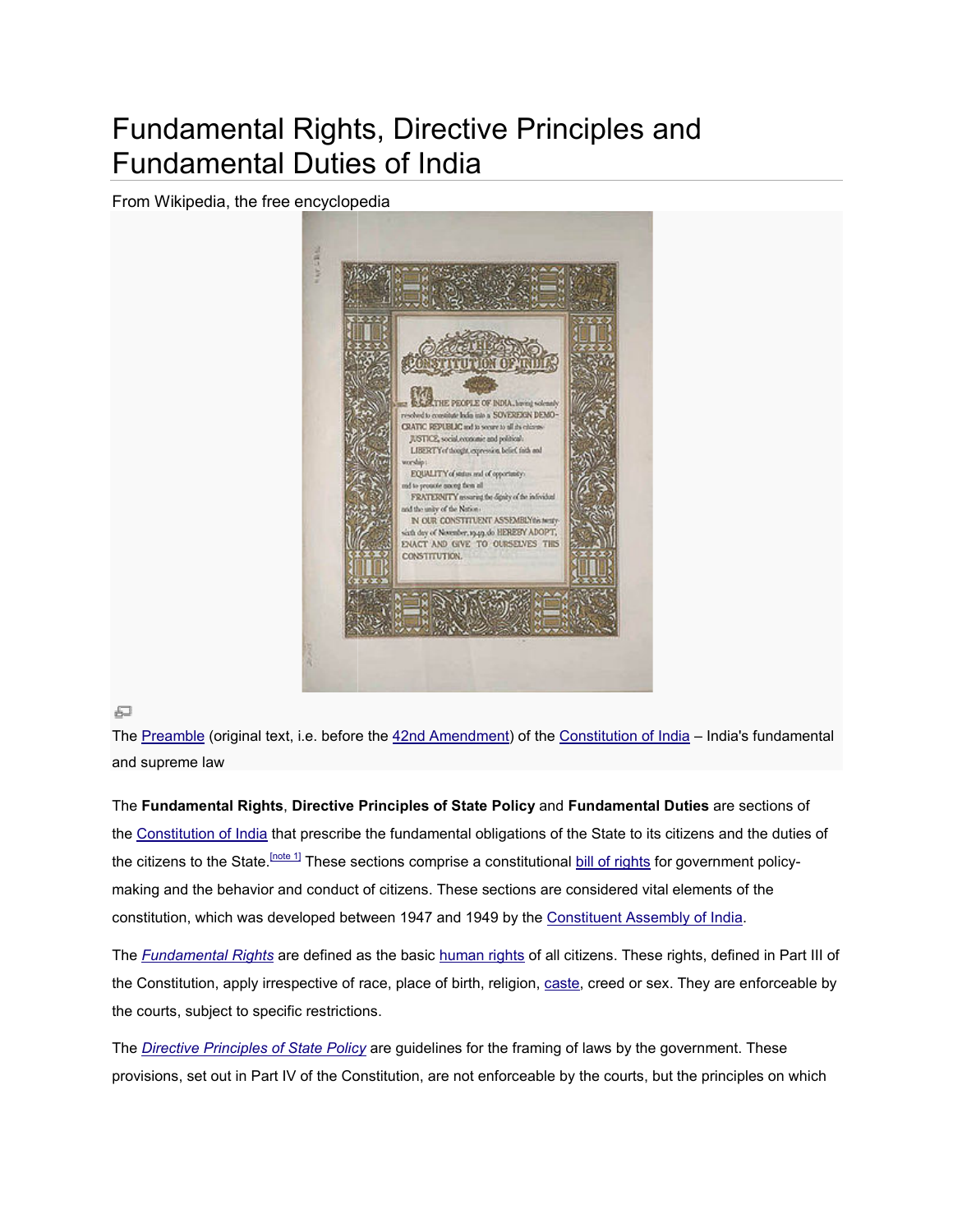# Fundamental Rights, Directive Principles and Fundamental Duties of India

From Wikipedia, the free encyclopedia

The Preamble (original text, i.e. before the 42nd Amendment) of the Constitution of India – India's fundamental and supreme law

The **Fundamental Rights**, **Directive Principles of State Policy** and **Fundamental Duties** are sections of the Constitution of India that prescribe the fundamental obligations of the State to its citizens and the duties of the citizens to the State.[note 1] These sections comprise a constitutional bill of rights for government policy-making and the behavior and conduct of citizens. These sections are considered vital elements of the constitution, which was developed between 1947 and 1949 by the Constituent Assembly of India.

The *Fundamental Rights* are defined as the basic human rights of all citizens. These rights, defined in Part III of the Constitution, apply irrespective of race, place of birth, religion, caste, creed or sex. They are enforceable by the courts, subject to specific restrictions.

The *Directive Principles of State Policy* are guidelines for the framing of laws by the government. These provisions, set out in Part IV of the Constitution, are not enforceable by the courts, but the principles on which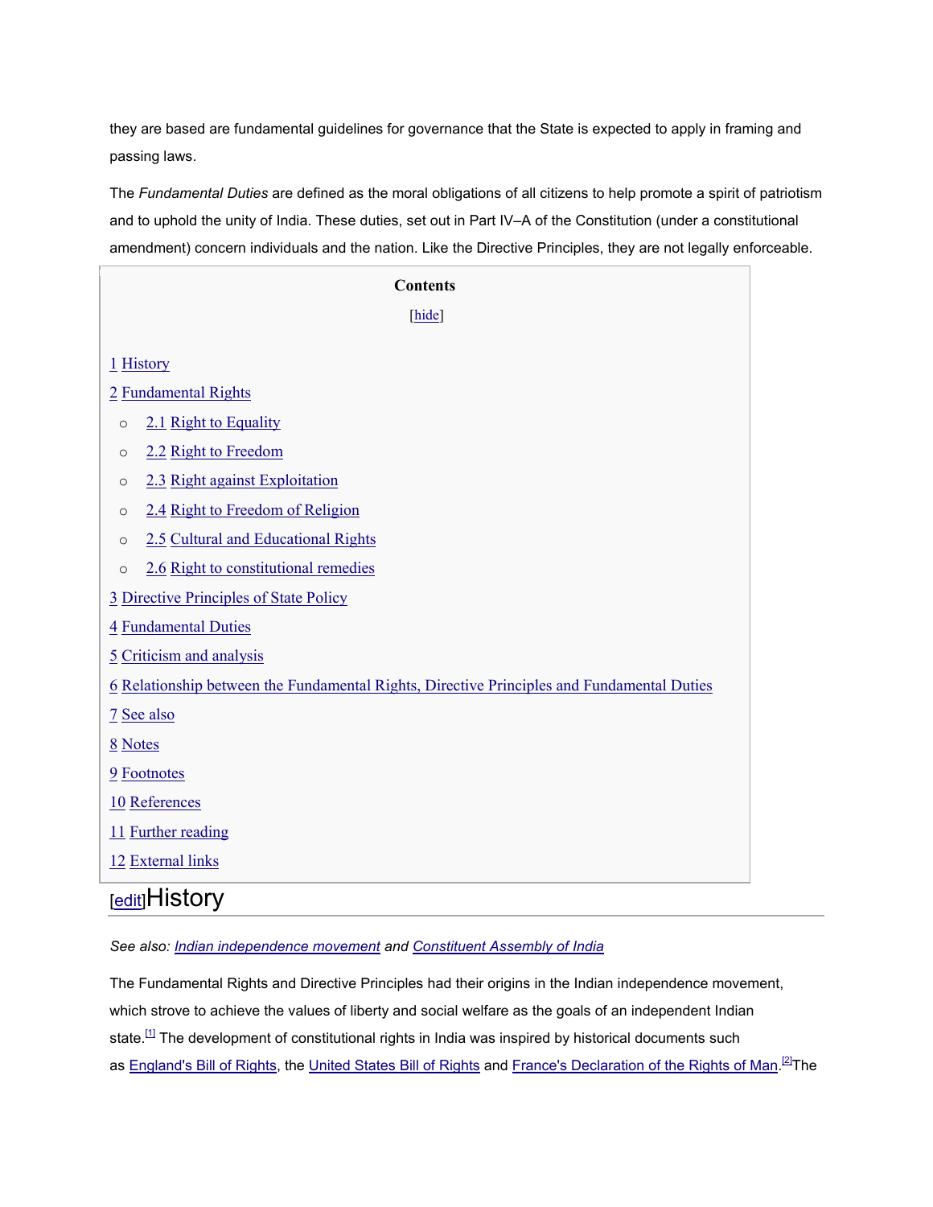they are based are fundamental guidelines for governance that the State is expected to apply in framing and passing laws.

The *Fundamental Duties* are defined as the moral obligations of all citizens to help promote a spirit of patriotism and to uphold the unity of India. These duties, set out in Part IV–A of the Constitution (under a constitutional amendment) concern individuals and the nation. Like the Directive Principles, they are not legally enforceable.

**Contents**

[hide]

1 History

2 Fundamental Rights

- 2.1 Right to Equality
- 2.2 Right to Freedom
- 2.3 Right against Exploitation
- 2.4 Right to Freedom of Religion
- 2.5 Cultural and Educational Rights
- 2.6 Right to constitutional remedies

3 Directive Principles of State Policy

4 Fundamental Duties

5 Criticism and analysis

6 Relationship between the Fundamental Rights, Directive Principles and Fundamental Duties

7 See also

8 Notes

9 Footnotes

10 References

11 Further reading

12 External links

## [edit]History

*See also: Indian independence movement and Constituent Assembly of India*

The Fundamental Rights and Directive Principles had their origins in the Indian independence movement, which strove to achieve the values of liberty and social welfare as the goals of an independent Indian state.[1] The development of constitutional rights in India was inspired by historical documents such as England's Bill of Rights, the United States Bill of Rights and France's Declaration of the Rights of Man.[2]The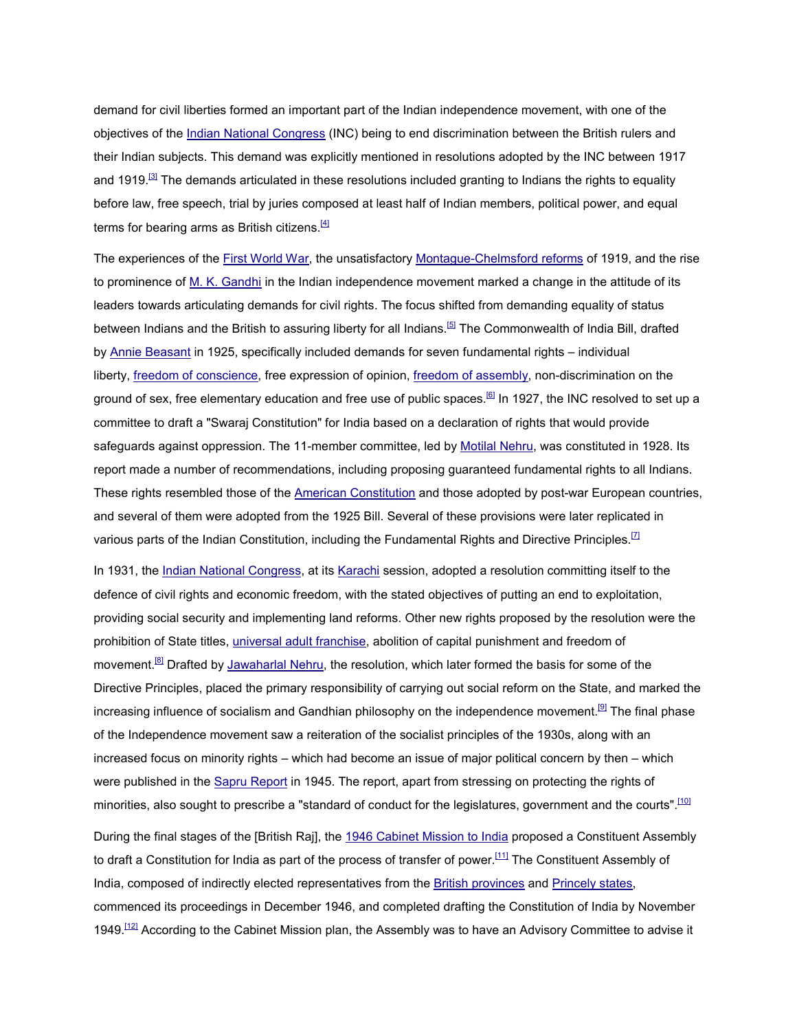demand for civil liberties formed an important part of the Indian independence movement, with one of the objectives of the Indian National Congress (INC) being to end discrimination between the British rulers and their Indian subjects. This demand was explicitly mentioned in resolutions adopted by the INC between 1917 and 1919.[3] The demands articulated in these resolutions included granting to Indians the rights to equality before law, free speech, trial by juries composed at least half of Indian members, political power, and equal terms for bearing arms as British citizens.[4]

The experiences of the First World War, the unsatisfactory Montague-Chelmsford reforms of 1919, and the rise to prominence of M. K. Gandhi in the Indian independence movement marked a change in the attitude of its leaders towards articulating demands for civil rights. The focus shifted from demanding equality of status between Indians and the British to assuring liberty for all Indians.[5] The Commonwealth of India Bill, drafted by Annie Beasant in 1925, specifically included demands for seven fundamental rights – individual liberty, freedom of conscience, free expression of opinion, freedom of assembly, non-discrimination on the ground of sex, free elementary education and free use of public spaces.[6] In 1927, the INC resolved to set up a committee to draft a "Swaraj Constitution" for India based on a declaration of rights that would provide safeguards against oppression. The 11-member committee, led by Motilal Nehru, was constituted in 1928. Its report made a number of recommendations, including proposing guaranteed fundamental rights to all Indians. These rights resembled those of the American Constitution and those adopted by post-war European countries, and several of them were adopted from the 1925 Bill. Several of these provisions were later replicated in various parts of the Indian Constitution, including the Fundamental Rights and Directive Principles.[7]

In 1931, the Indian National Congress, at its Karachi session, adopted a resolution committing itself to the defence of civil rights and economic freedom, with the stated objectives of putting an end to exploitation, providing social security and implementing land reforms. Other new rights proposed by the resolution were the prohibition of State titles, universal adult franchise, abolition of capital punishment and freedom of movement.[8] Drafted by Jawaharlal Nehru, the resolution, which later formed the basis for some of the Directive Principles, placed the primary responsibility of carrying out social reform on the State, and marked the increasing influence of socialism and Gandhian philosophy on the independence movement.[9] The final phase of the Independence movement saw a reiteration of the socialist principles of the 1930s, along with an increased focus on minority rights – which had become an issue of major political concern by then – which were published in the Sapru Report in 1945. The report, apart from stressing on protecting the rights of minorities, also sought to prescribe a "standard of conduct for the legislatures, government and the courts".[10]

During the final stages of the [British Raj], the 1946 Cabinet Mission to India proposed a Constituent Assembly to draft a Constitution for India as part of the process of transfer of power.[11] The Constituent Assembly of India, composed of indirectly elected representatives from the British provinces and Princely states, commenced its proceedings in December 1946, and completed drafting the Constitution of India by November 1949.[12] According to the Cabinet Mission plan, the Assembly was to have an Advisory Committee to advise it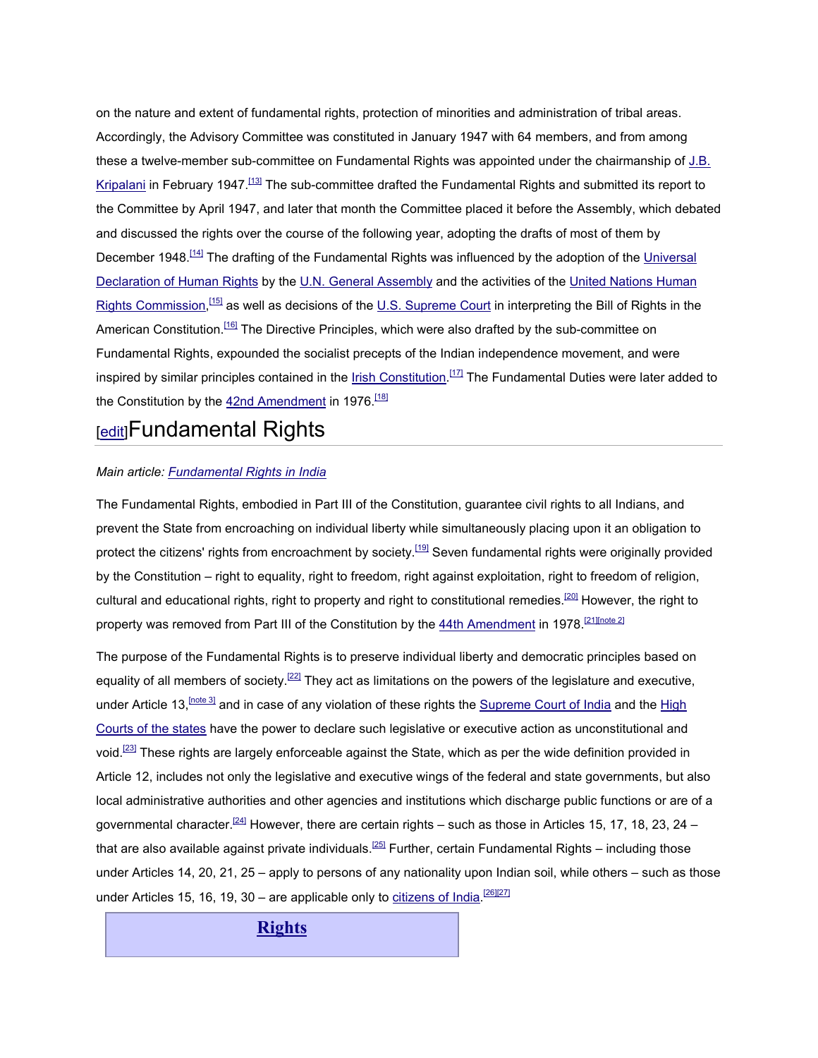on the nature and extent of fundamental rights, protection of minorities and administration of tribal areas. Accordingly, the Advisory Committee was constituted in January 1947 with 64 members, and from among these a twelve-member sub-committee on Fundamental Rights was appointed under the chairmanship of J.B. Kripalani in February 1947.[13] The sub-committee drafted the Fundamental Rights and submitted its report to the Committee by April 1947, and later that month the Committee placed it before the Assembly, which debated and discussed the rights over the course of the following year, adopting the drafts of most of them by December 1948.[14] The drafting of the Fundamental Rights was influenced by the adoption of the Universal Declaration of Human Rights by the U.N. General Assembly and the activities of the United Nations Human Rights Commission,[15] as well as decisions of the U.S. Supreme Court in interpreting the Bill of Rights in the American Constitution.[16] The Directive Principles, which were also drafted by the sub-committee on Fundamental Rights, expounded the socialist precepts of the Indian independence movement, and were inspired by similar principles contained in the Irish Constitution.[17] The Fundamental Duties were later added to the Constitution by the 42nd Amendment in 1976.[18]

## [edit]Fundamental Rights

*Main article: Fundamental Rights in India*

The Fundamental Rights, embodied in Part III of the Constitution, guarantee civil rights to all Indians, and prevent the State from encroaching on individual liberty while simultaneously placing upon it an obligation to protect the citizens' rights from encroachment by society.[19] Seven fundamental rights were originally provided by the Constitution – right to equality, right to freedom, right against exploitation, right to freedom of religion, cultural and educational rights, right to property and right to constitutional remedies.[20] However, the right to property was removed from Part III of the Constitution by the 44th Amendment in 1978.[21][note 2]

The purpose of the Fundamental Rights is to preserve individual liberty and democratic principles based on equality of all members of society.[22] They act as limitations on the powers of the legislature and executive, under Article 13,[note 3] and in case of any violation of these rights the Supreme Court of India and the High Courts of the states have the power to declare such legislative or executive action as unconstitutional and void.[23] These rights are largely enforceable against the State, which as per the wide definition provided in Article 12, includes not only the legislative and executive wings of the federal and state governments, but also local administrative authorities and other agencies and institutions which discharge public functions or are of a governmental character.[24] However, there are certain rights – such as those in Articles 15, 17, 18, 23, 24 – that are also available against private individuals.[25] Further, certain Fundamental Rights – including those under Articles 14, 20, 21, 25 – apply to persons of any nationality upon Indian soil, while others – such as those under Articles 15, 16, 19, 30 – are applicable only to citizens of India.[26][27]

| **Rights** |
| --- |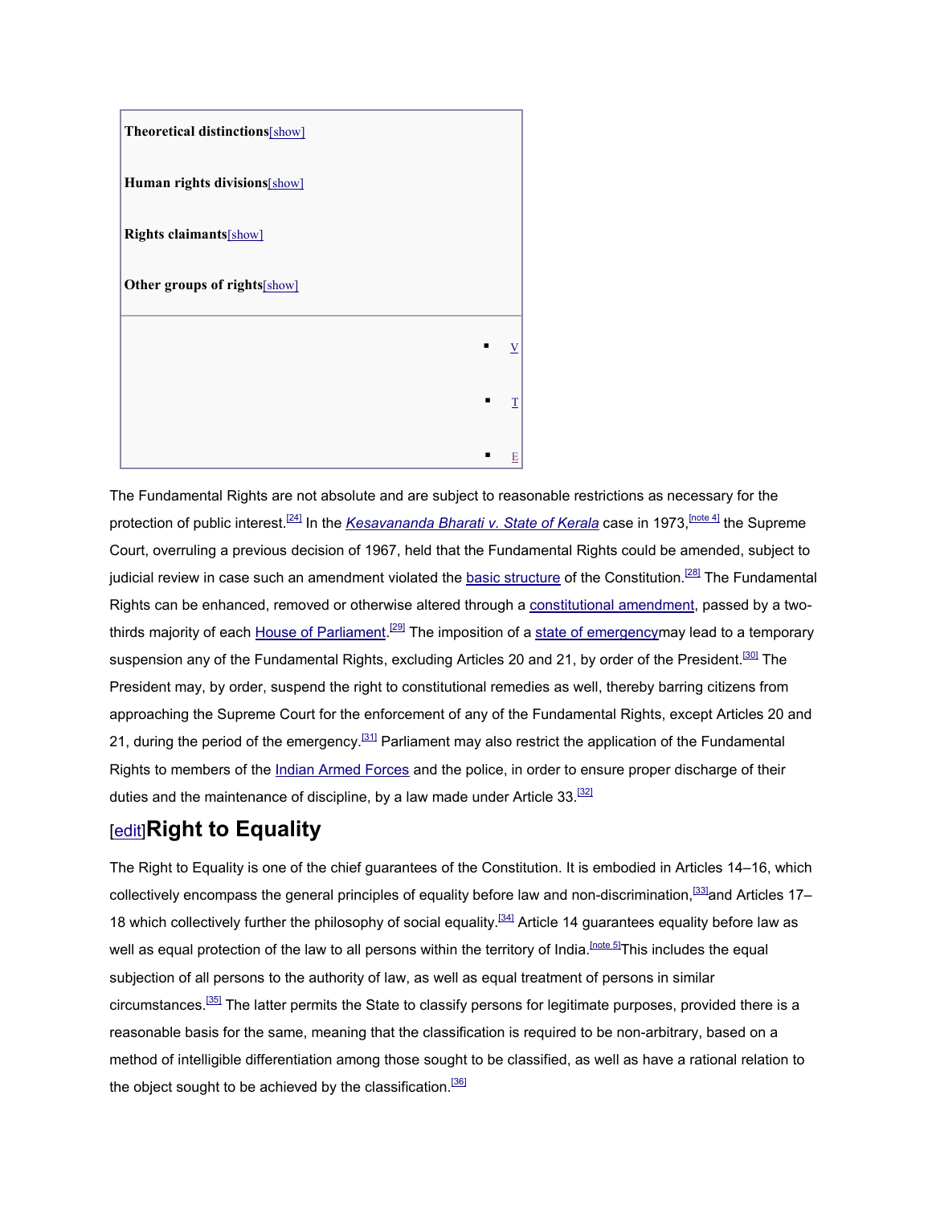**Theoretical distinctions**[show]

**Human rights divisions**[show]

**Rights claimants**[show]

**Other groups of rights**[show]

- V
- T
- E

The Fundamental Rights are not absolute and are subject to reasonable restrictions as necessary for the protection of public interest.[24] In the *Kesavananda Bharati v. State of Kerala* case in 1973,[note 4] the Supreme Court, overruling a previous decision of 1967, held that the Fundamental Rights could be amended, subject to judicial review in case such an amendment violated the basic structure of the Constitution.[28] The Fundamental Rights can be enhanced, removed or otherwise altered through a constitutional amendment, passed by a two-thirds majority of each House of Parliament.[29] The imposition of a state of emergencymay lead to a temporary suspension any of the Fundamental Rights, excluding Articles 20 and 21, by order of the President.[30] The President may, by order, suspend the right to constitutional remedies as well, thereby barring citizens from approaching the Supreme Court for the enforcement of any of the Fundamental Rights, except Articles 20 and 21, during the period of the emergency.[31] Parliament may also restrict the application of the Fundamental Rights to members of the Indian Armed Forces and the police, in order to ensure proper discharge of their duties and the maintenance of discipline, by a law made under Article 33.[32]

## [edit]Right to Equality

The Right to Equality is one of the chief guarantees of the Constitution. It is embodied in Articles 14–16, which collectively encompass the general principles of equality before law and non-discrimination,[33]and Articles 17–18 which collectively further the philosophy of social equality.[34] Article 14 guarantees equality before law as well as equal protection of the law to all persons within the territory of India.[note 5]This includes the equal subjection of all persons to the authority of law, as well as equal treatment of persons in similar circumstances.[35] The latter permits the State to classify persons for legitimate purposes, provided there is a reasonable basis for the same, meaning that the classification is required to be non-arbitrary, based on a method of intelligible differentiation among those sought to be classified, as well as have a rational relation to the object sought to be achieved by the classification.[36]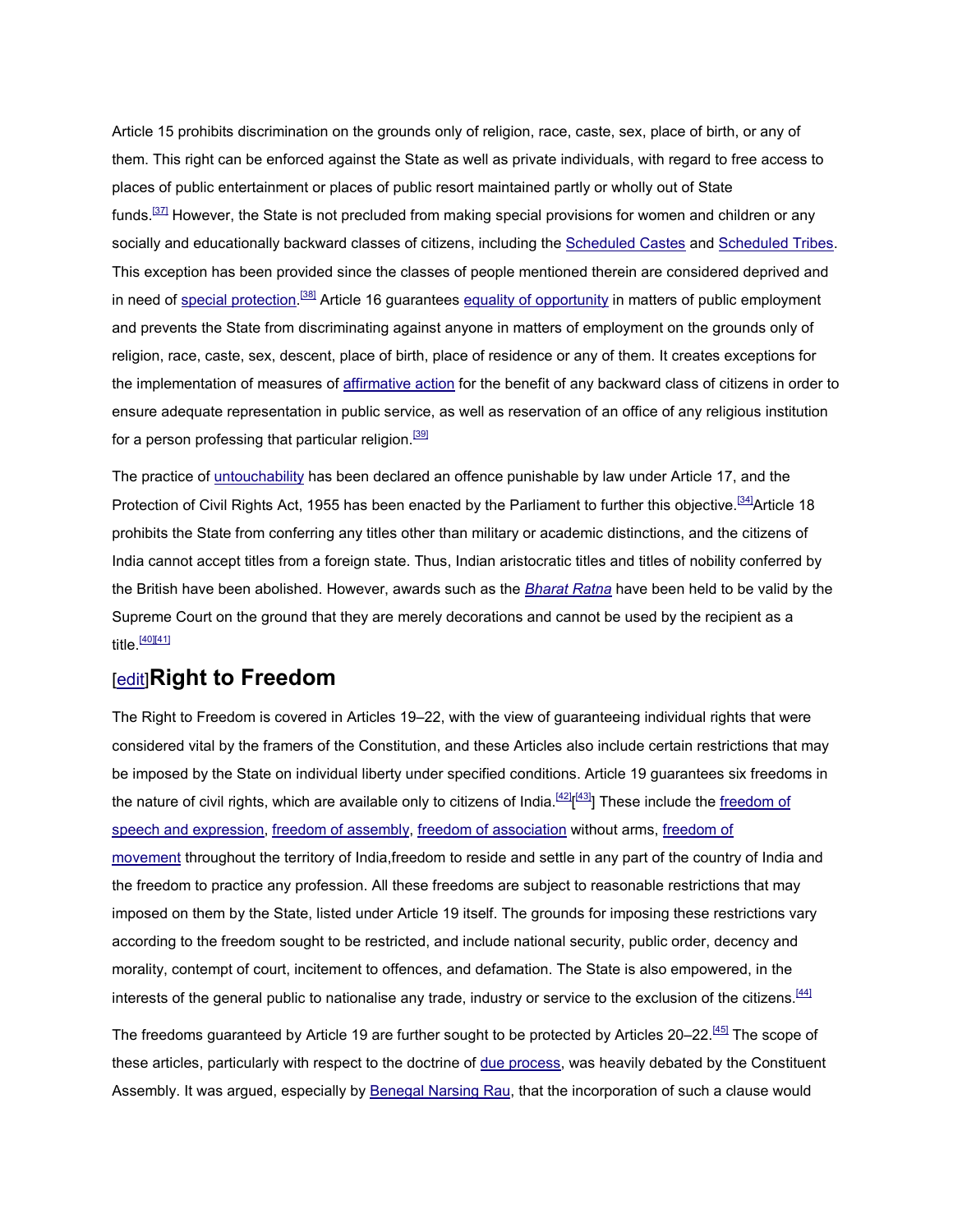Article 15 prohibits discrimination on the grounds only of religion, race, caste, sex, place of birth, or any of them. This right can be enforced against the State as well as private individuals, with regard to free access to places of public entertainment or places of public resort maintained partly or wholly out of State funds.[37] However, the State is not precluded from making special provisions for women and children or any socially and educationally backward classes of citizens, including the Scheduled Castes and Scheduled Tribes. This exception has been provided since the classes of people mentioned therein are considered deprived and in need of special protection.[38] Article 16 guarantees equality of opportunity in matters of public employment and prevents the State from discriminating against anyone in matters of employment on the grounds only of religion, race, caste, sex, descent, place of birth, place of residence or any of them. It creates exceptions for the implementation of measures of affirmative action for the benefit of any backward class of citizens in order to ensure adequate representation in public service, as well as reservation of an office of any religious institution for a person professing that particular religion.[39]

The practice of untouchability has been declared an offence punishable by law under Article 17, and the Protection of Civil Rights Act, 1955 has been enacted by the Parliament to further this objective.[34]Article 18 prohibits the State from conferring any titles other than military or academic distinctions, and the citizens of India cannot accept titles from a foreign state. Thus, Indian aristocratic titles and titles of nobility conferred by the British have been abolished. However, awards such as the *Bharat Ratna* have been held to be valid by the Supreme Court on the ground that they are merely decorations and cannot be used by the recipient as a title.[40][41]

## [edit]Right to Freedom

The Right to Freedom is covered in Articles 19–22, with the view of guaranteeing individual rights that were considered vital by the framers of the Constitution, and these Articles also include certain restrictions that may be imposed by the State on individual liberty under specified conditions. Article 19 guarantees six freedoms in the nature of civil rights, which are available only to citizens of India.[42][[43]] These include the freedom of speech and expression, freedom of assembly, freedom of association without arms, freedom of movement throughout the territory of India,freedom to reside and settle in any part of the country of India and the freedom to practice any profession. All these freedoms are subject to reasonable restrictions that may imposed on them by the State, listed under Article 19 itself. The grounds for imposing these restrictions vary according to the freedom sought to be restricted, and include national security, public order, decency and morality, contempt of court, incitement to offences, and defamation. The State is also empowered, in the interests of the general public to nationalise any trade, industry or service to the exclusion of the citizens.[44]

The freedoms guaranteed by Article 19 are further sought to be protected by Articles 20–22.[45] The scope of these articles, particularly with respect to the doctrine of due process, was heavily debated by the Constituent Assembly. It was argued, especially by Benegal Narsing Rau, that the incorporation of such a clause would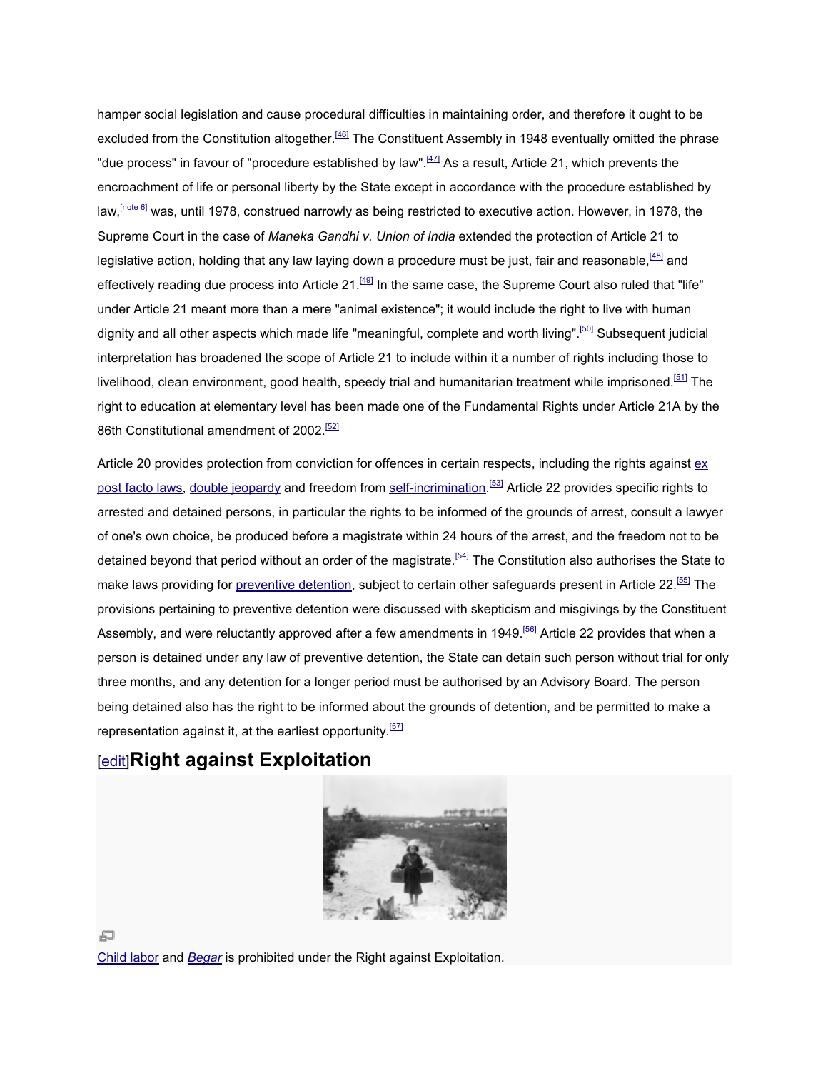hamper social legislation and cause procedural difficulties in maintaining order, and therefore it ought to be excluded from the Constitution altogether.[46] The Constituent Assembly in 1948 eventually omitted the phrase "due process" in favour of "procedure established by law".[47] As a result, Article 21, which prevents the encroachment of life or personal liberty by the State except in accordance with the procedure established by law,[note 6] was, until 1978, construed narrowly as being restricted to executive action. However, in 1978, the Supreme Court in the case of *Maneka Gandhi v. Union of India* extended the protection of Article 21 to legislative action, holding that any law laying down a procedure must be just, fair and reasonable,[48] and effectively reading due process into Article 21.[49] In the same case, the Supreme Court also ruled that "life" under Article 21 meant more than a mere "animal existence"; it would include the right to live with human dignity and all other aspects which made life "meaningful, complete and worth living".[50] Subsequent judicial interpretation has broadened the scope of Article 21 to include within it a number of rights including those to livelihood, clean environment, good health, speedy trial and humanitarian treatment while imprisoned.[51] The right to education at elementary level has been made one of the Fundamental Rights under Article 21A by the 86th Constitutional amendment of 2002.[52]

Article 20 provides protection from conviction for offences in certain respects, including the rights against ex post facto laws, double jeopardy and freedom from self-incrimination.[53] Article 22 provides specific rights to arrested and detained persons, in particular the rights to be informed of the grounds of arrest, consult a lawyer of one's own choice, be produced before a magistrate within 24 hours of the arrest, and the freedom not to be detained beyond that period without an order of the magistrate.[54] The Constitution also authorises the State to make laws providing for preventive detention, subject to certain other safeguards present in Article 22.[55] The provisions pertaining to preventive detention were discussed with skepticism and misgivings by the Constituent Assembly, and were reluctantly approved after a few amendments in 1949.[56] Article 22 provides that when a person is detained under any law of preventive detention, the State can detain such person without trial for only three months, and any detention for a longer period must be authorised by an Advisory Board. The person being detained also has the right to be informed about the grounds of detention, and be permitted to make a representation against it, at the earliest opportunity.[57]

## [edit]Right against Exploitation

Child labor and *Begar* is prohibited under the Right against Exploitation.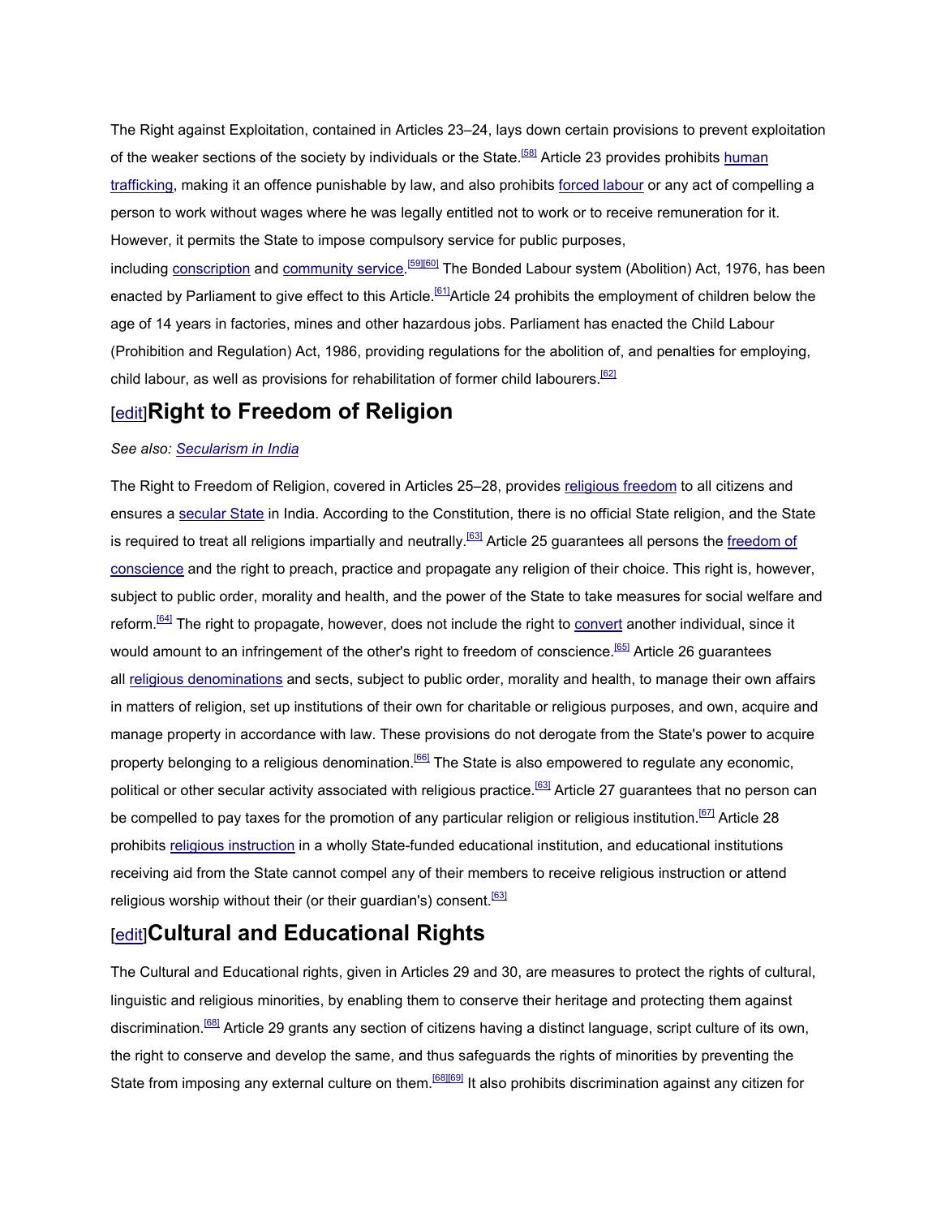The Right against Exploitation, contained in Articles 23–24, lays down certain provisions to prevent exploitation of the weaker sections of the society by individuals or the State.[58] Article 23 provides prohibits human trafficking, making it an offence punishable by law, and also prohibits forced labour or any act of compelling a person to work without wages where he was legally entitled not to work or to receive remuneration for it. However, it permits the State to impose compulsory service for public purposes, including conscription and community service.[59][60] The Bonded Labour system (Abolition) Act, 1976, has been enacted by Parliament to give effect to this Article.[61]Article 24 prohibits the employment of children below the age of 14 years in factories, mines and other hazardous jobs. Parliament has enacted the Child Labour (Prohibition and Regulation) Act, 1986, providing regulations for the abolition of, and penalties for employing, child labour, as well as provisions for rehabilitation of former child labourers.[62]

## [edit]Right to Freedom of Religion

*See also: Secularism in India*

The Right to Freedom of Religion, covered in Articles 25–28, provides religious freedom to all citizens and ensures a secular State in India. According to the Constitution, there is no official State religion, and the State is required to treat all religions impartially and neutrally.[63] Article 25 guarantees all persons the freedom of conscience and the right to preach, practice and propagate any religion of their choice. This right is, however, subject to public order, morality and health, and the power of the State to take measures for social welfare and reform.[64] The right to propagate, however, does not include the right to convert another individual, since it would amount to an infringement of the other's right to freedom of conscience.[65] Article 26 guarantees all religious denominations and sects, subject to public order, morality and health, to manage their own affairs in matters of religion, set up institutions of their own for charitable or religious purposes, and own, acquire and manage property in accordance with law. These provisions do not derogate from the State's power to acquire property belonging to a religious denomination.[66] The State is also empowered to regulate any economic, political or other secular activity associated with religious practice.[63] Article 27 guarantees that no person can be compelled to pay taxes for the promotion of any particular religion or religious institution.[67] Article 28 prohibits religious instruction in a wholly State-funded educational institution, and educational institutions receiving aid from the State cannot compel any of their members to receive religious instruction or attend religious worship without their (or their guardian's) consent.[63]

## [edit]Cultural and Educational Rights

The Cultural and Educational rights, given in Articles 29 and 30, are measures to protect the rights of cultural, linguistic and religious minorities, by enabling them to conserve their heritage and protecting them against discrimination.[68] Article 29 grants any section of citizens having a distinct language, script culture of its own, the right to conserve and develop the same, and thus safeguards the rights of minorities by preventing the State from imposing any external culture on them.[68][69] It also prohibits discrimination against any citizen for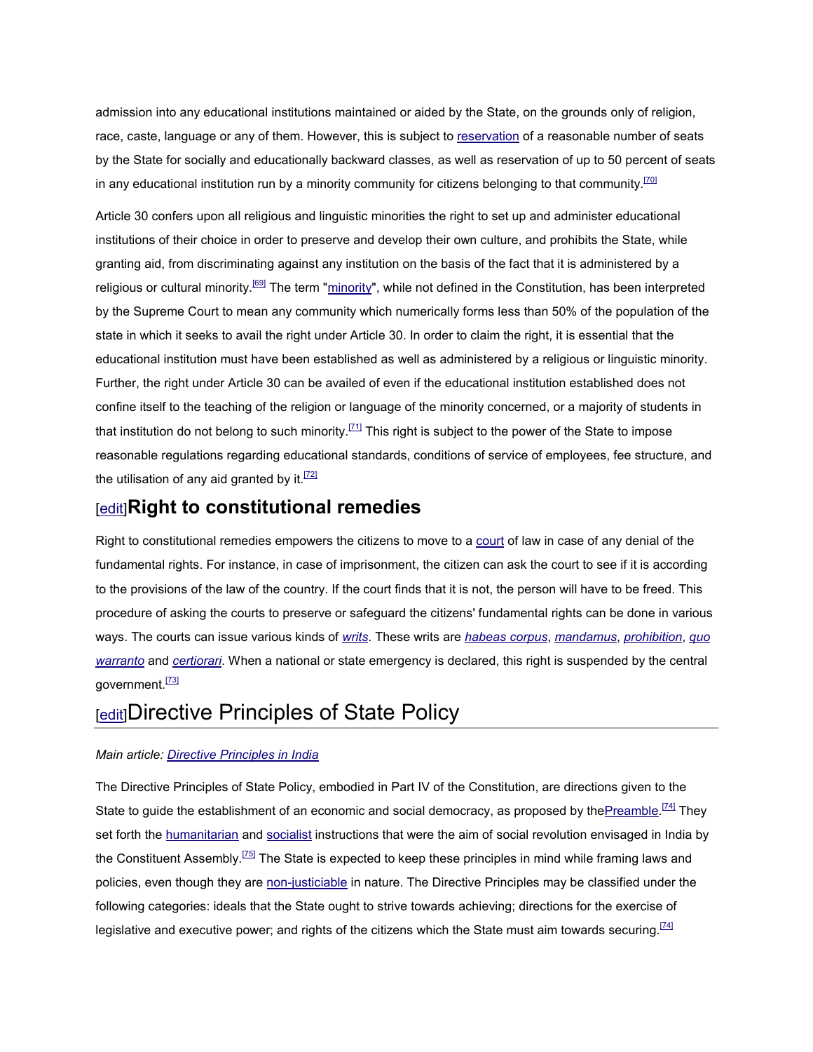admission into any educational institutions maintained or aided by the State, on the grounds only of religion, race, caste, language or any of them. However, this is subject to reservation of a reasonable number of seats by the State for socially and educationally backward classes, as well as reservation of up to 50 percent of seats in any educational institution run by a minority community for citizens belonging to that community.[70]

Article 30 confers upon all religious and linguistic minorities the right to set up and administer educational institutions of their choice in order to preserve and develop their own culture, and prohibits the State, while granting aid, from discriminating against any institution on the basis of the fact that it is administered by a religious or cultural minority.[69] The term "minority", while not defined in the Constitution, has been interpreted by the Supreme Court to mean any community which numerically forms less than 50% of the population of the state in which it seeks to avail the right under Article 30. In order to claim the right, it is essential that the educational institution must have been established as well as administered by a religious or linguistic minority. Further, the right under Article 30 can be availed of even if the educational institution established does not confine itself to the teaching of the religion or language of the minority concerned, or a majority of students in that institution do not belong to such minority.[71] This right is subject to the power of the State to impose reasonable regulations regarding educational standards, conditions of service of employees, fee structure, and the utilisation of any aid granted by it.[72]

### [edit]Right to constitutional remedies

Right to constitutional remedies empowers the citizens to move to a court of law in case of any denial of the fundamental rights. For instance, in case of imprisonment, the citizen can ask the court to see if it is according to the provisions of the law of the country. If the court finds that it is not, the person will have to be freed. This procedure of asking the courts to preserve or safeguard the citizens' fundamental rights can be done in various ways. The courts can issue various kinds of *writs*. These writs are *habeas corpus*, *mandamus*, *prohibition*, *quo warranto* and *certiorari*. When a national or state emergency is declared, this right is suspended by the central government.[73]

## [edit]Directive Principles of State Policy

*Main article: Directive Principles in India*

The Directive Principles of State Policy, embodied in Part IV of the Constitution, are directions given to the State to guide the establishment of an economic and social democracy, as proposed by thePreamble.[74] They set forth the humanitarian and socialist instructions that were the aim of social revolution envisaged in India by the Constituent Assembly.[75] The State is expected to keep these principles in mind while framing laws and policies, even though they are non-justiciable in nature. The Directive Principles may be classified under the following categories: ideals that the State ought to strive towards achieving; directions for the exercise of legislative and executive power; and rights of the citizens which the State must aim towards securing.[74]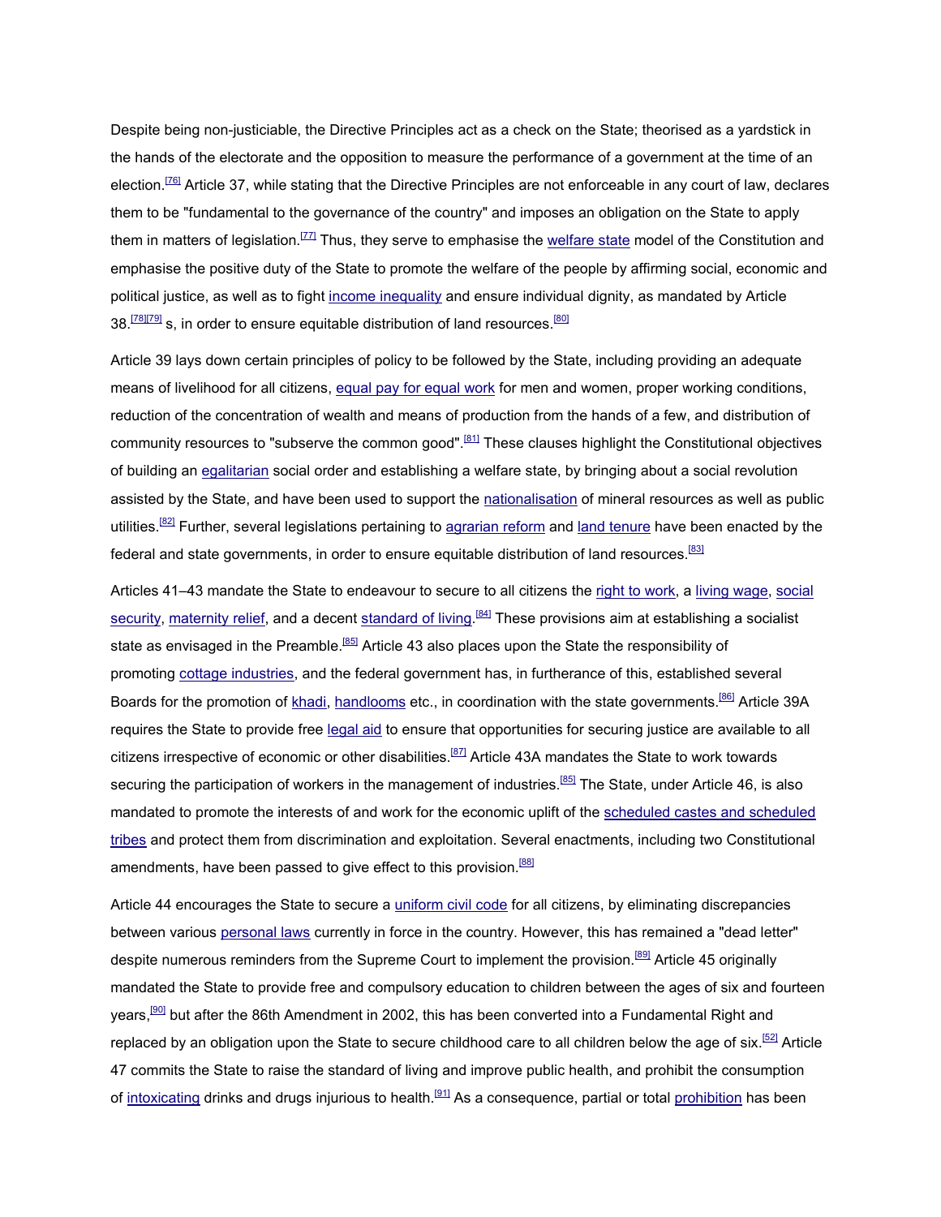Despite being non-justiciable, the Directive Principles act as a check on the State; theorised as a yardstick in the hands of the electorate and the opposition to measure the performance of a government at the time of an election.[76] Article 37, while stating that the Directive Principles are not enforceable in any court of law, declares them to be "fundamental to the governance of the country" and imposes an obligation on the State to apply them in matters of legislation.[77] Thus, they serve to emphasise the welfare state model of the Constitution and emphasise the positive duty of the State to promote the welfare of the people by affirming social, economic and political justice, as well as to fight income inequality and ensure individual dignity, as mandated by Article 38.[78][79] s, in order to ensure equitable distribution of land resources.[80]

Article 39 lays down certain principles of policy to be followed by the State, including providing an adequate means of livelihood for all citizens, equal pay for equal work for men and women, proper working conditions, reduction of the concentration of wealth and means of production from the hands of a few, and distribution of community resources to "subserve the common good".[81] These clauses highlight the Constitutional objectives of building an egalitarian social order and establishing a welfare state, by bringing about a social revolution assisted by the State, and have been used to support the nationalisation of mineral resources as well as public utilities.[82] Further, several legislations pertaining to agrarian reform and land tenure have been enacted by the federal and state governments, in order to ensure equitable distribution of land resources.[83]

Articles 41–43 mandate the State to endeavour to secure to all citizens the right to work, a living wage, social security, maternity relief, and a decent standard of living.[84] These provisions aim at establishing a socialist state as envisaged in the Preamble.[85] Article 43 also places upon the State the responsibility of promoting cottage industries, and the federal government has, in furtherance of this, established several Boards for the promotion of khadi, handlooms etc., in coordination with the state governments.[86] Article 39A requires the State to provide free legal aid to ensure that opportunities for securing justice are available to all citizens irrespective of economic or other disabilities.[87] Article 43A mandates the State to work towards securing the participation of workers in the management of industries.[85] The State, under Article 46, is also mandated to promote the interests of and work for the economic uplift of the scheduled castes and scheduled tribes and protect them from discrimination and exploitation. Several enactments, including two Constitutional amendments, have been passed to give effect to this provision.[88]

Article 44 encourages the State to secure a uniform civil code for all citizens, by eliminating discrepancies between various personal laws currently in force in the country. However, this has remained a "dead letter" despite numerous reminders from the Supreme Court to implement the provision.[89] Article 45 originally mandated the State to provide free and compulsory education to children between the ages of six and fourteen years,[90] but after the 86th Amendment in 2002, this has been converted into a Fundamental Right and replaced by an obligation upon the State to secure childhood care to all children below the age of six.[52] Article 47 commits the State to raise the standard of living and improve public health, and prohibit the consumption of intoxicating drinks and drugs injurious to health.[91] As a consequence, partial or total prohibition has been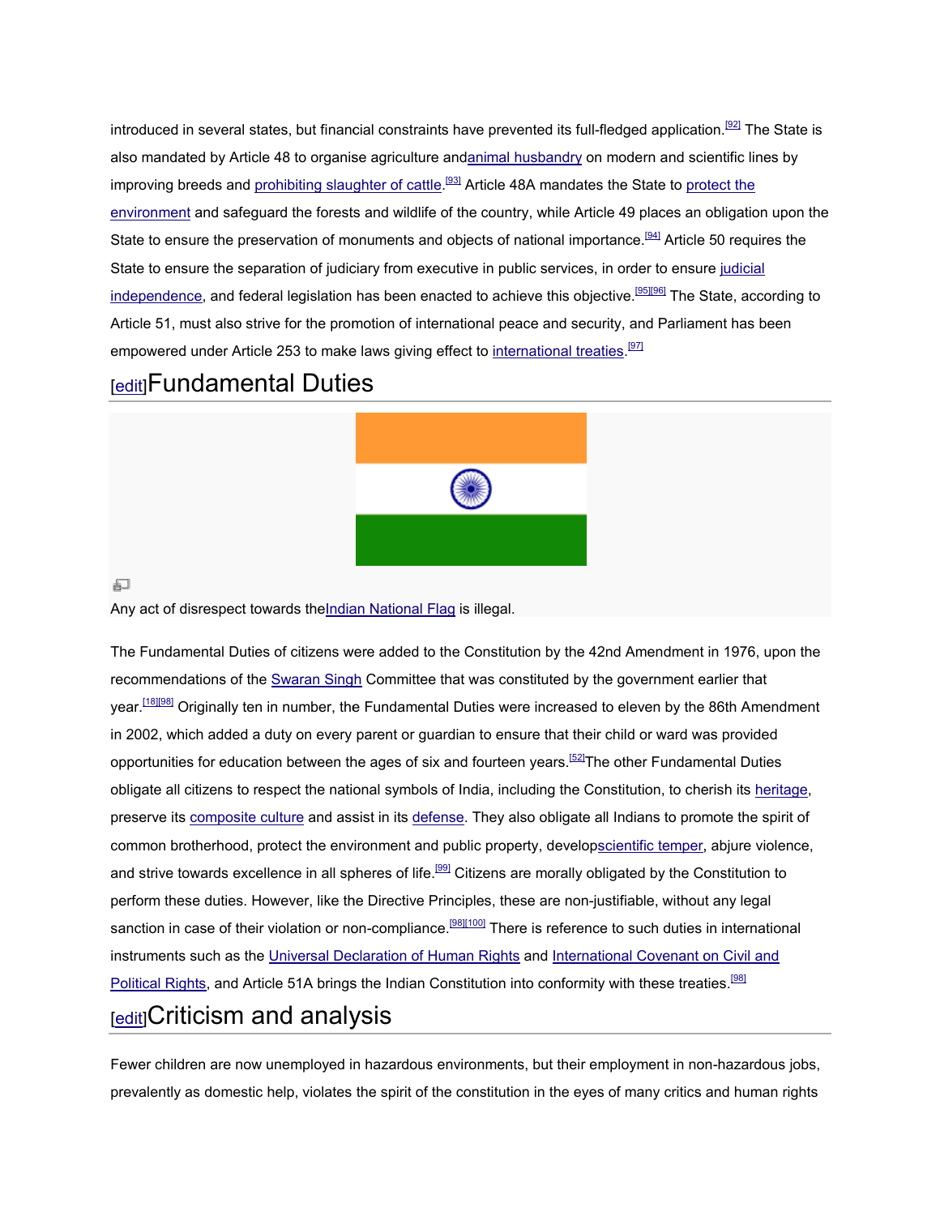introduced in several states, but financial constraints have prevented its full-fledged application.[92] The State is also mandated by Article 48 to organise agriculture and animal husbandry on modern and scientific lines by improving breeds and prohibiting slaughter of cattle.[93] Article 48A mandates the State to protect the environment and safeguard the forests and wildlife of the country, while Article 49 places an obligation upon the State to ensure the preservation of monuments and objects of national importance.[94] Article 50 requires the State to ensure the separation of judiciary from executive in public services, in order to ensure judicial independence, and federal legislation has been enacted to achieve this objective.[95][96] The State, according to Article 51, must also strive for the promotion of international peace and security, and Parliament has been empowered under Article 253 to make laws giving effect to international treaties.[97]

## [edit] Fundamental Duties

Any act of disrespect towards the Indian National Flag is illegal.

The Fundamental Duties of citizens were added to the Constitution by the 42nd Amendment in 1976, upon the recommendations of the Swaran Singh Committee that was constituted by the government earlier that year.[18][98] Originally ten in number, the Fundamental Duties were increased to eleven by the 86th Amendment in 2002, which added a duty on every parent or guardian to ensure that their child or ward was provided opportunities for education between the ages of six and fourteen years.[52] The other Fundamental Duties obligate all citizens to respect the national symbols of India, including the Constitution, to cherish its heritage, preserve its composite culture and assist in its defense. They also obligate all Indians to promote the spirit of common brotherhood, protect the environment and public property, develop scientific temper, abjure violence, and strive towards excellence in all spheres of life.[99] Citizens are morally obligated by the Constitution to perform these duties. However, like the Directive Principles, these are non-justifiable, without any legal sanction in case of their violation or non-compliance.[98][100] There is reference to such duties in international instruments such as the Universal Declaration of Human Rights and International Covenant on Civil and Political Rights, and Article 51A brings the Indian Constitution into conformity with these treaties.[98]

## [edit] Criticism and analysis

Fewer children are now unemployed in hazardous environments, but their employment in non-hazardous jobs, prevalently as domestic help, violates the spirit of the constitution in the eyes of many critics and human rights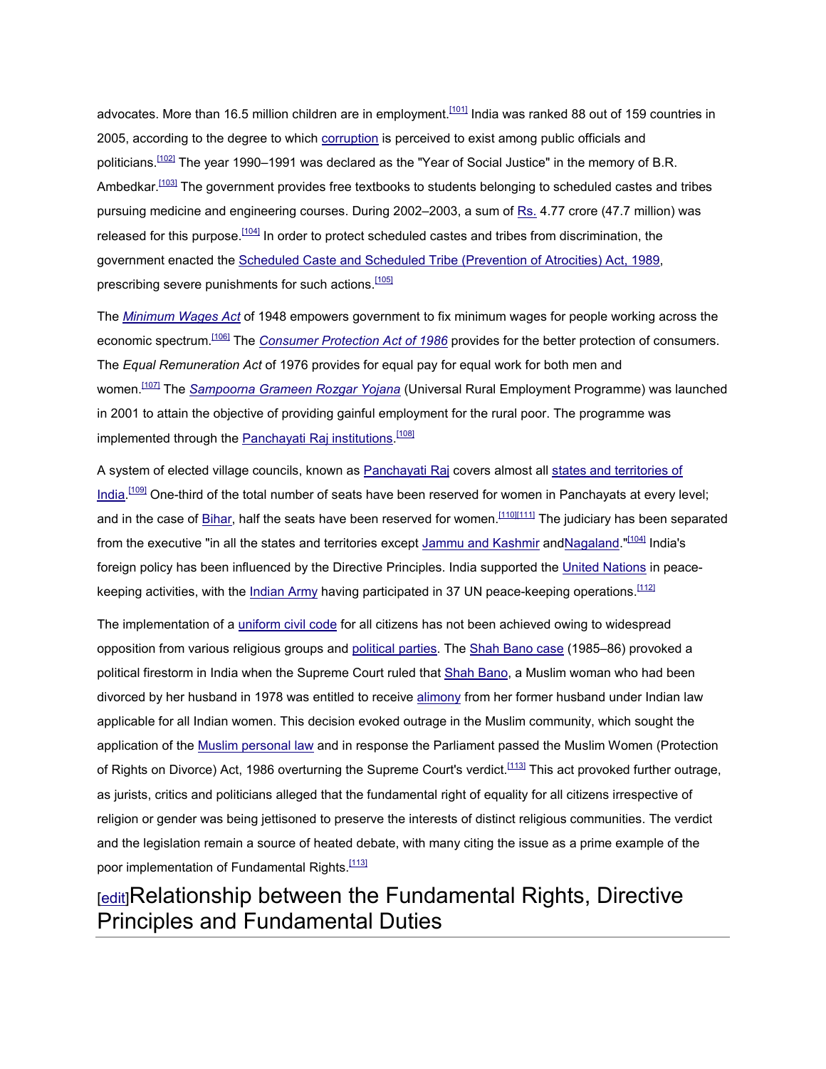advocates. More than 16.5 million children are in employment.[101] India was ranked 88 out of 159 countries in 2005, according to the degree to which corruption is perceived to exist among public officials and politicians.[102] The year 1990–1991 was declared as the "Year of Social Justice" in the memory of B.R. Ambedkar.[103] The government provides free textbooks to students belonging to scheduled castes and tribes pursuing medicine and engineering courses. During 2002–2003, a sum of Rs. 4.77 crore (47.7 million) was released for this purpose.[104] In order to protect scheduled castes and tribes from discrimination, the government enacted the Scheduled Caste and Scheduled Tribe (Prevention of Atrocities) Act, 1989, prescribing severe punishments for such actions.[105]

The *Minimum Wages Act* of 1948 empowers government to fix minimum wages for people working across the economic spectrum.[106] The *Consumer Protection Act of 1986* provides for the better protection of consumers. The *Equal Remuneration Act* of 1976 provides for equal pay for equal work for both men and women.[107] The *Sampoorna Grameen Rozgar Yojana* (Universal Rural Employment Programme) was launched in 2001 to attain the objective of providing gainful employment for the rural poor. The programme was implemented through the Panchayati Raj institutions.[108]

A system of elected village councils, known as Panchayati Raj covers almost all states and territories of India.[109] One-third of the total number of seats have been reserved for women in Panchayats at every level; and in the case of Bihar, half the seats have been reserved for women.[110][111] The judiciary has been separated from the executive "in all the states and territories except Jammu and Kashmir andNagaland."[104] India's foreign policy has been influenced by the Directive Principles. India supported the United Nations in peace-keeping activities, with the Indian Army having participated in 37 UN peace-keeping operations.[112]

The implementation of a uniform civil code for all citizens has not been achieved owing to widespread opposition from various religious groups and political parties. The Shah Bano case (1985–86) provoked a political firestorm in India when the Supreme Court ruled that Shah Bano, a Muslim woman who had been divorced by her husband in 1978 was entitled to receive alimony from her former husband under Indian law applicable for all Indian women. This decision evoked outrage in the Muslim community, which sought the application of the Muslim personal law and in response the Parliament passed the Muslim Women (Protection of Rights on Divorce) Act, 1986 overturning the Supreme Court's verdict.[113] This act provoked further outrage, as jurists, critics and politicians alleged that the fundamental right of equality for all citizens irrespective of religion or gender was being jettisoned to preserve the interests of distinct religious communities. The verdict and the legislation remain a source of heated debate, with many citing the issue as a prime example of the poor implementation of Fundamental Rights.[113]

## [edit]Relationship between the Fundamental Rights, Directive Principles and Fundamental Duties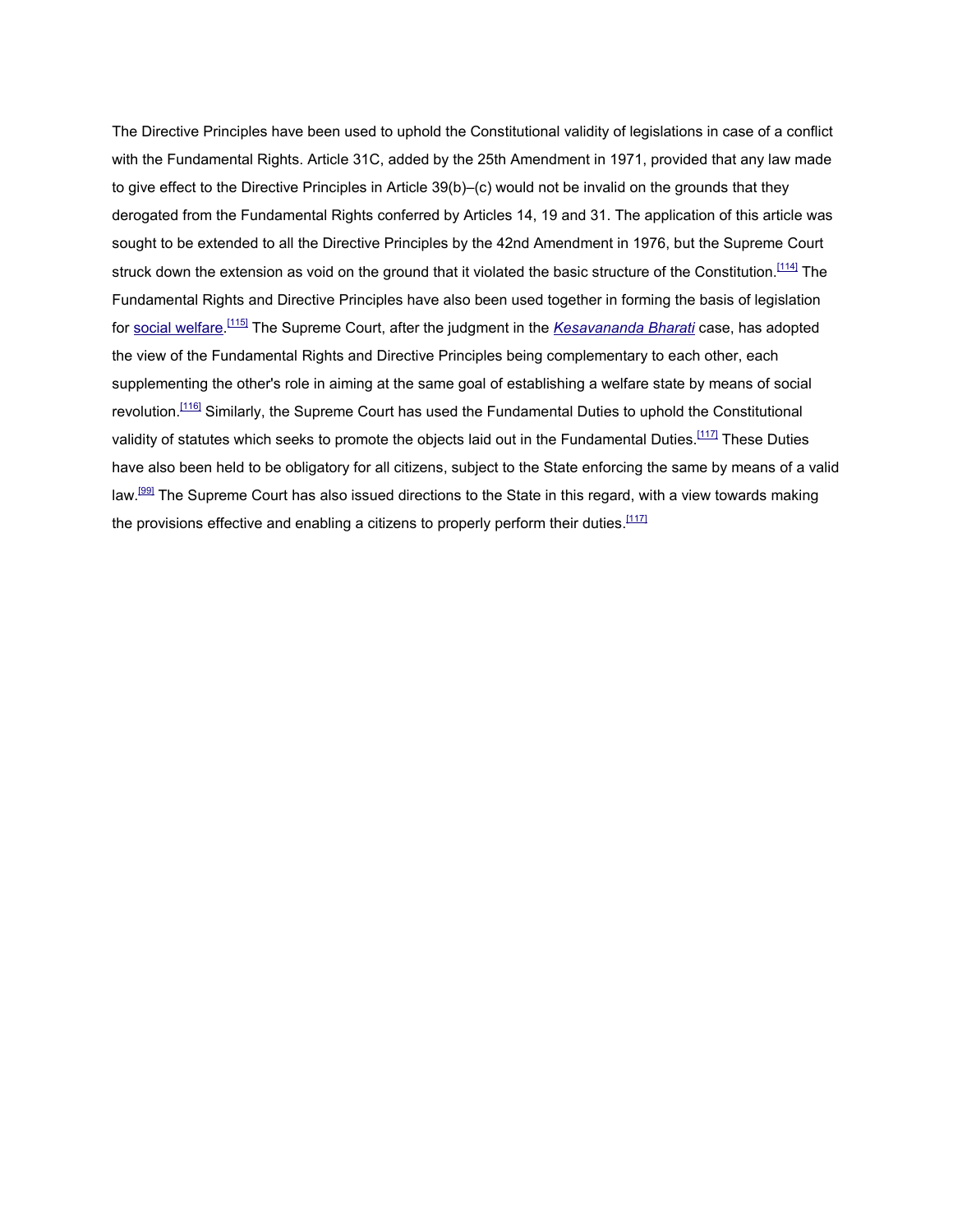The Directive Principles have been used to uphold the Constitutional validity of legislations in case of a conflict with the Fundamental Rights. Article 31C, added by the 25th Amendment in 1971, provided that any law made to give effect to the Directive Principles in Article 39(b)–(c) would not be invalid on the grounds that they derogated from the Fundamental Rights conferred by Articles 14, 19 and 31. The application of this article was sought to be extended to all the Directive Principles by the 42nd Amendment in 1976, but the Supreme Court struck down the extension as void on the ground that it violated the basic structure of the Constitution.[114] The Fundamental Rights and Directive Principles have also been used together in forming the basis of legislation for social welfare.[115] The Supreme Court, after the judgment in the *Kesavananda Bharati* case, has adopted the view of the Fundamental Rights and Directive Principles being complementary to each other, each supplementing the other's role in aiming at the same goal of establishing a welfare state by means of social revolution.[116] Similarly, the Supreme Court has used the Fundamental Duties to uphold the Constitutional validity of statutes which seeks to promote the objects laid out in the Fundamental Duties.[117] These Duties have also been held to be obligatory for all citizens, subject to the State enforcing the same by means of a valid law.[99] The Supreme Court has also issued directions to the State in this regard, with a view towards making the provisions effective and enabling a citizens to properly perform their duties.[117]